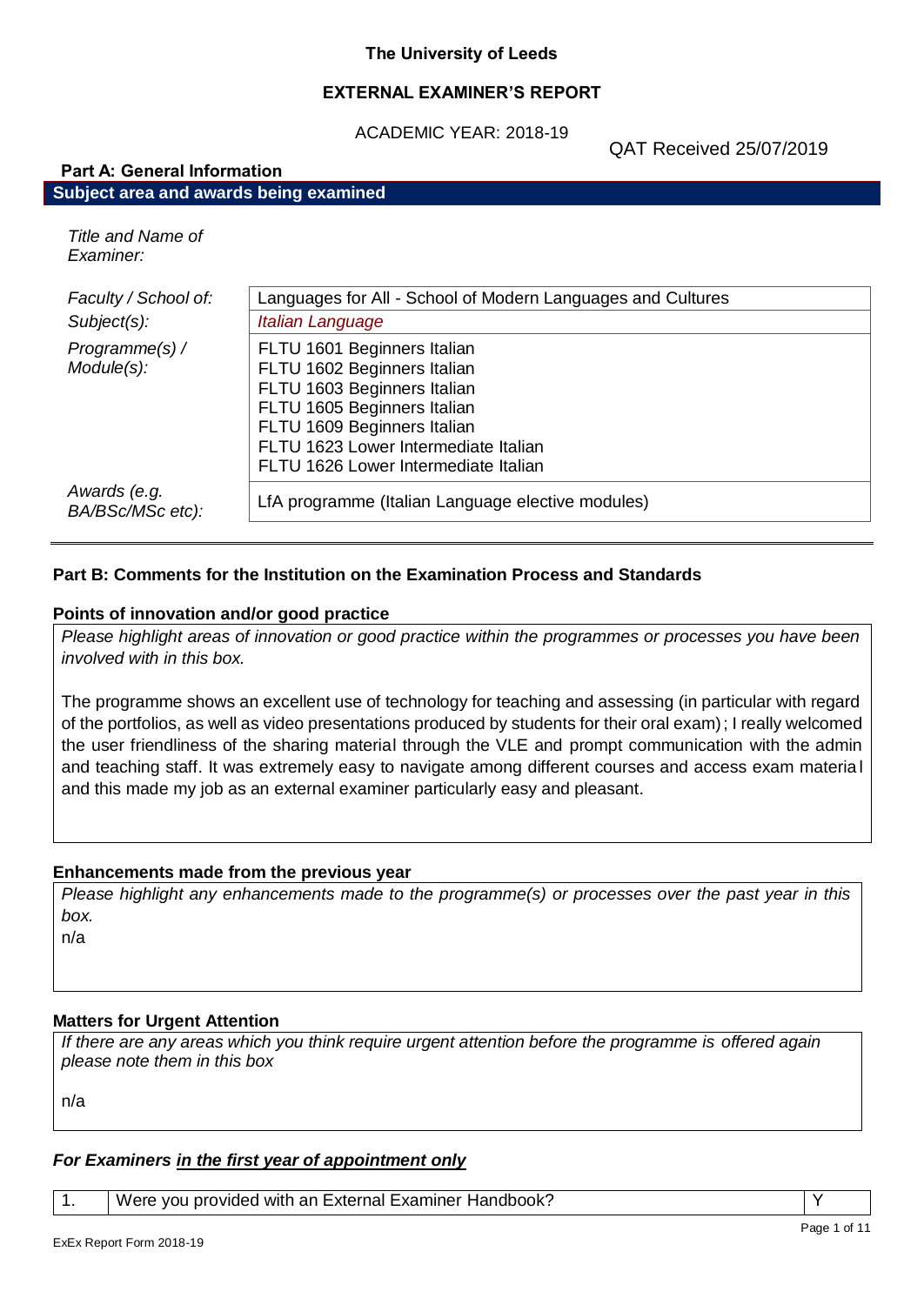**The University of Leeds**

**EXTERNAL EXAMINER'S REPORT**

ACADEMIC YEAR: 2018-19

QAT Received 25/07/2019

## Part A: General Information

### Subject area and awards being examined

| | |
|---|---|
| *Title and Name of Examiner:* | |
| *Faculty / School of:* | Languages for All - School of Modern Languages and Cultures |
| *Subject(s):* | *Italian Language* |
| *Programme(s) / Module(s):* | FLTU 1601 Beginners Italian<br>FLTU 1602 Beginners Italian<br>FLTU 1603 Beginners Italian<br>FLTU 1605 Beginners Italian<br>FLTU 1609 Beginners Italian<br>FLTU 1623 Lower Intermediate Italian<br>FLTU 1626 Lower Intermediate Italian |
| *Awards (e.g. BA/BSc/MSc etc):* | LfA programme (Italian Language elective modules) |

## Part B: Comments for the Institution on the Examination Process and Standards

### Points of innovation and/or good practice

*Please highlight areas of innovation or good practice within the programmes or processes you have been involved with in this box.*

The programme shows an excellent use of technology for teaching and assessing (in particular with regard of the portfolios, as well as video presentations produced by students for their oral exam); I really welcomed the user friendliness of the sharing material through the VLE and prompt communication with the admin and teaching staff. It was extremely easy to navigate among different courses and access exam material and this made my job as an external examiner particularly easy and pleasant.

### Enhancements made from the previous year

*Please highlight any enhancements made to the programme(s) or processes over the past year in this box.*

n/a

### Matters for Urgent Attention

*If there are any areas which you think require urgent attention before the programme is offered again please note them in this box*

n/a

### *For Examiners in the first year of appointment only*

| | | |
|---|---|---|
| 1. | Were you provided with an External Examiner Handbook? | Y |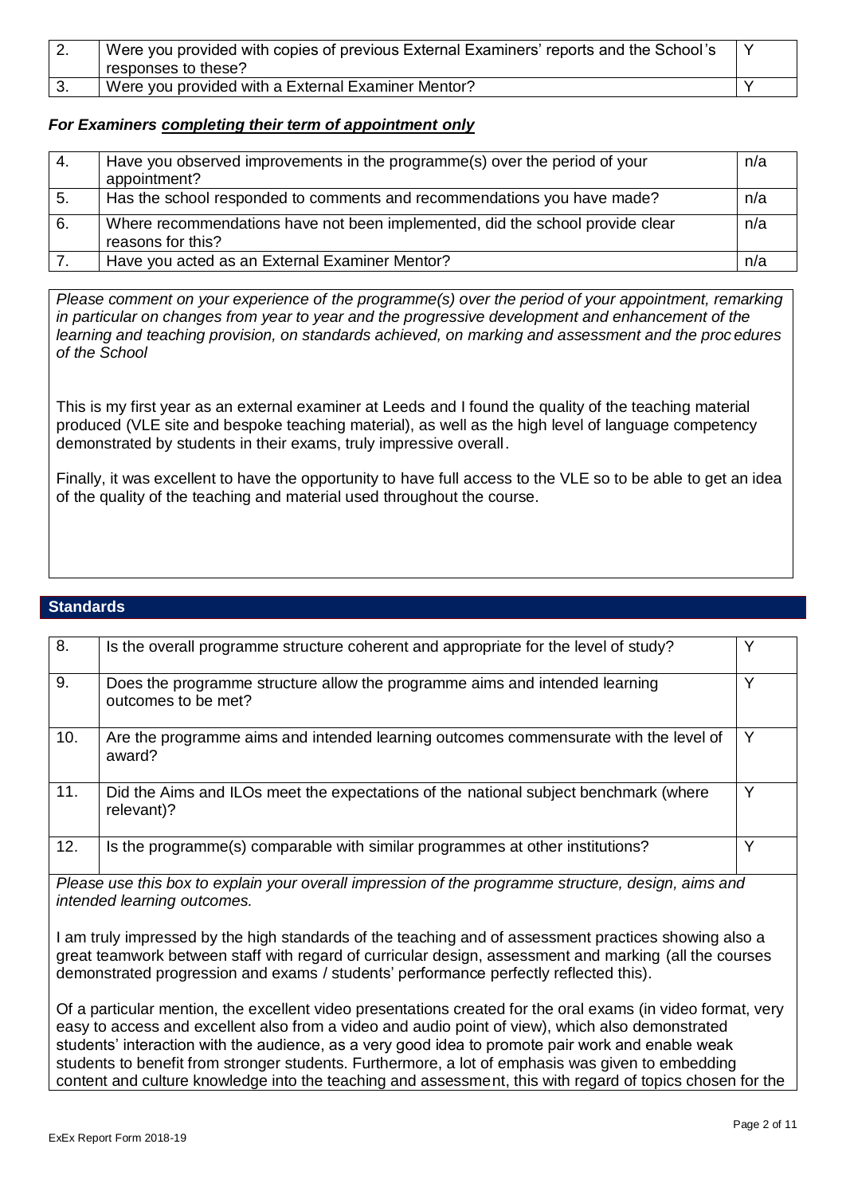| 2. | Were you provided with copies of previous External Examiners' reports and the School's responses to these? | Y |
|---|---|---|
| 3. | Were you provided with a External Examiner Mentor? | Y |

### *For Examiners completing their term of appointment only*

| 4. | Have you observed improvements in the programme(s) over the period of your appointment? | n/a |
|---|---|---|
| 5. | Has the school responded to comments and recommendations you have made? | n/a |
| 6. | Where recommendations have not been implemented, did the school provide clear reasons for this? | n/a |
| 7. | Have you acted as an External Examiner Mentor? | n/a |

*Please comment on your experience of the programme(s) over the period of your appointment, remarking in particular on changes from year to year and the progressive development and enhancement of the learning and teaching provision, on standards achieved, on marking and assessment and the procedures of the School*

This is my first year as an external examiner at Leeds and I found the quality of the teaching material produced (VLE site and bespoke teaching material), as well as the high level of language competency demonstrated by students in their exams, truly impressive overall.

Finally, it was excellent to have the opportunity to have full access to the VLE so to be able to get an idea of the quality of the teaching and material used throughout the course.

## Standards

| 8. | Is the overall programme structure coherent and appropriate for the level of study? | Y |
|---|---|---|
| 9. | Does the programme structure allow the programme aims and intended learning outcomes to be met? | Y |
| 10. | Are the programme aims and intended learning outcomes commensurate with the level of award? | Y |
| 11. | Did the Aims and ILOs meet the expectations of the national subject benchmark (where relevant)? | Y |
| 12. | Is the programme(s) comparable with similar programmes at other institutions? | Y |

*Please use this box to explain your overall impression of the programme structure, design, aims and intended learning outcomes.*

I am truly impressed by the high standards of the teaching and of assessment practices showing also a great teamwork between staff with regard of curricular design, assessment and marking (all the courses demonstrated progression and exams / students' performance perfectly reflected this).

Of a particular mention, the excellent video presentations created for the oral exams (in video format, very easy to access and excellent also from a video and audio point of view), which also demonstrated students' interaction with the audience, as a very good idea to promote pair work and enable weak students to benefit from stronger students. Furthermore, a lot of emphasis was given to embedding content and culture knowledge into the teaching and assessment, this with regard of topics chosen for the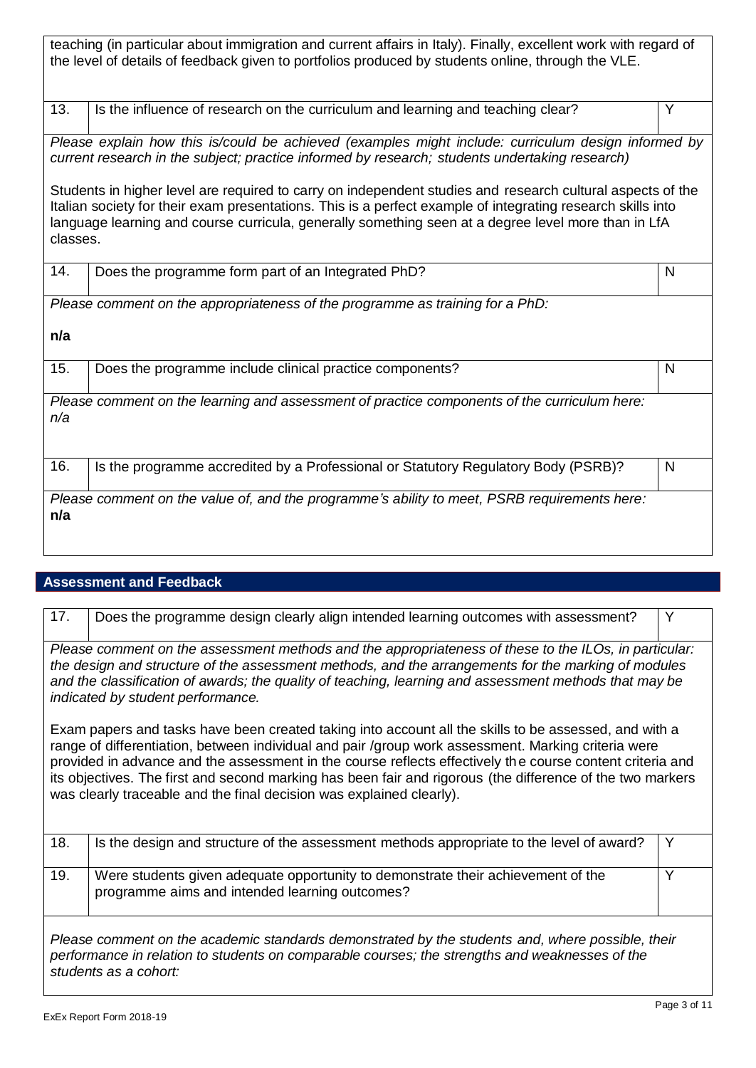teaching (in particular about immigration and current affairs in Italy). Finally, excellent work with regard of the level of details of feedback given to portfolios produced by students online, through the VLE.

| 13. | Is the influence of research on the curriculum and learning and teaching clear? | Y |
|---|---|---|

*Please explain how this is/could be achieved (examples might include: curriculum design informed by current research in the subject; practice informed by research; students undertaking research)*

Students in higher level are required to carry on independent studies and research cultural aspects of the Italian society for their exam presentations. This is a perfect example of integrating research skills into language learning and course curricula, generally something seen at a degree level more than in LfA classes.

| 14. | Does the programme form part of an Integrated PhD? | N |
|---|---|---|

*Please comment on the appropriateness of the programme as training for a PhD:*

**n/a**

| 15. | Does the programme include clinical practice components? | N |
|---|---|---|

*Please comment on the learning and assessment of practice components of the curriculum here:*
*n/a*

| 16. | Is the programme accredited by a Professional or Statutory Regulatory Body (PSRB)? | N |
|---|---|---|

*Please comment on the value of, and the programme's ability to meet, PSRB requirements here:*
**n/a**

## Assessment and Feedback

| 17. | Does the programme design clearly align intended learning outcomes with assessment? | Y |
|---|---|---|

*Please comment on the assessment methods and the appropriateness of these to the ILOs, in particular: the design and structure of the assessment methods, and the arrangements for the marking of modules and the classification of awards; the quality of teaching, learning and assessment methods that may be indicated by student performance.*

Exam papers and tasks have been created taking into account all the skills to be assessed, and with a range of differentiation, between individual and pair /group work assessment. Marking criteria were provided in advance and the assessment in the course reflects effectively the course content criteria and its objectives. The first and second marking has been fair and rigorous (the difference of the two markers was clearly traceable and the final decision was explained clearly).

| 18. | Is the design and structure of the assessment methods appropriate to the level of award? | Y |
|---|---|---|
| 19. | Were students given adequate opportunity to demonstrate their achievement of the programme aims and intended learning outcomes? | Y |

*Please comment on the academic standards demonstrated by the students and, where possible, their performance in relation to students on comparable courses; the strengths and weaknesses of the students as a cohort:*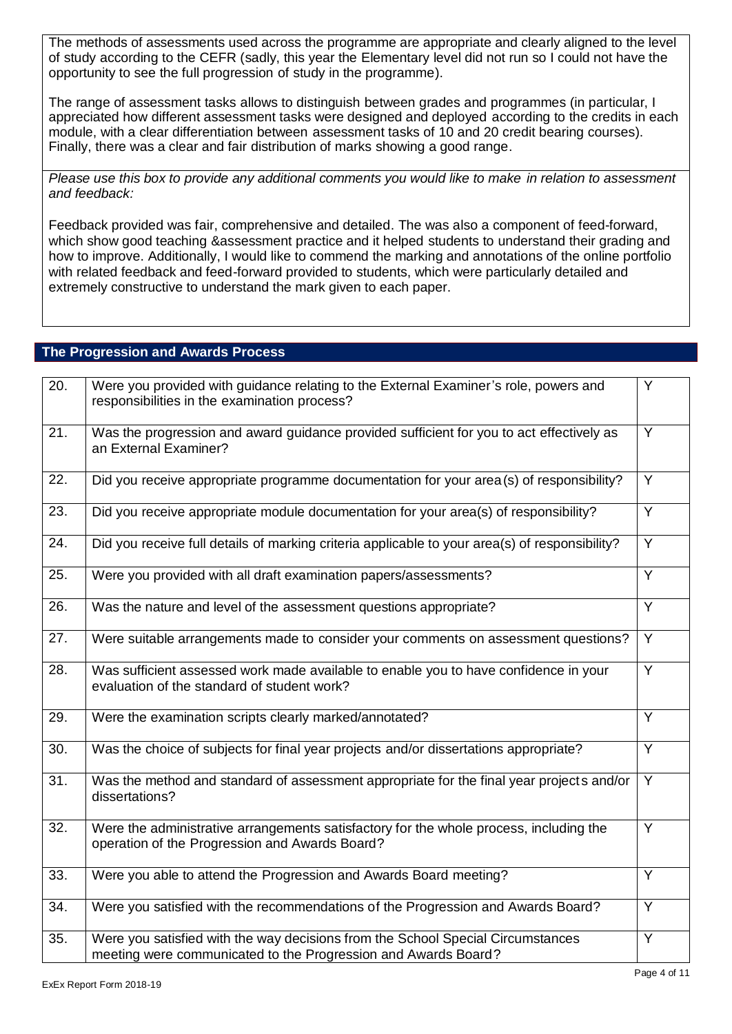The methods of assessments used across the programme are appropriate and clearly aligned to the level of study according to the CEFR (sadly, this year the Elementary level did not run so I could not have the opportunity to see the full progression of study in the programme).

The range of assessment tasks allows to distinguish between grades and programmes (in particular, I appreciated how different assessment tasks were designed and deployed according to the credits in each module, with a clear differentiation between assessment tasks of 10 and 20 credit bearing courses). Finally, there was a clear and fair distribution of marks showing a good range.

*Please use this box to provide any additional comments you would like to make in relation to assessment and feedback:*

Feedback provided was fair, comprehensive and detailed. The was also a component of feed-forward, which show good teaching &assessment practice and it helped students to understand their grading and how to improve. Additionally, I would like to commend the marking and annotations of the online portfolio with related feedback and feed-forward provided to students, which were particularly detailed and extremely constructive to understand the mark given to each paper.

## The Progression and Awards Process

| | | |
|---|---|---|
| 20. | Were you provided with guidance relating to the External Examiner's role, powers and responsibilities in the examination process? | Y |
| 21. | Was the progression and award guidance provided sufficient for you to act effectively as an External Examiner? | Y |
| 22. | Did you receive appropriate programme documentation for your area(s) of responsibility? | Y |
| 23. | Did you receive appropriate module documentation for your area(s) of responsibility? | Y |
| 24. | Did you receive full details of marking criteria applicable to your area(s) of responsibility? | Y |
| 25. | Were you provided with all draft examination papers/assessments? | Y |
| 26. | Was the nature and level of the assessment questions appropriate? | Y |
| 27. | Were suitable arrangements made to consider your comments on assessment questions? | Y |
| 28. | Was sufficient assessed work made available to enable you to have confidence in your evaluation of the standard of student work? | Y |
| 29. | Were the examination scripts clearly marked/annotated? | Y |
| 30. | Was the choice of subjects for final year projects and/or dissertations appropriate? | Y |
| 31. | Was the method and standard of assessment appropriate for the final year projects and/or dissertations? | Y |
| 32. | Were the administrative arrangements satisfactory for the whole process, including the operation of the Progression and Awards Board? | Y |
| 33. | Were you able to attend the Progression and Awards Board meeting? | Y |
| 34. | Were you satisfied with the recommendations of the Progression and Awards Board? | Y |
| 35. | Were you satisfied with the way decisions from the School Special Circumstances meeting were communicated to the Progression and Awards Board? | Y |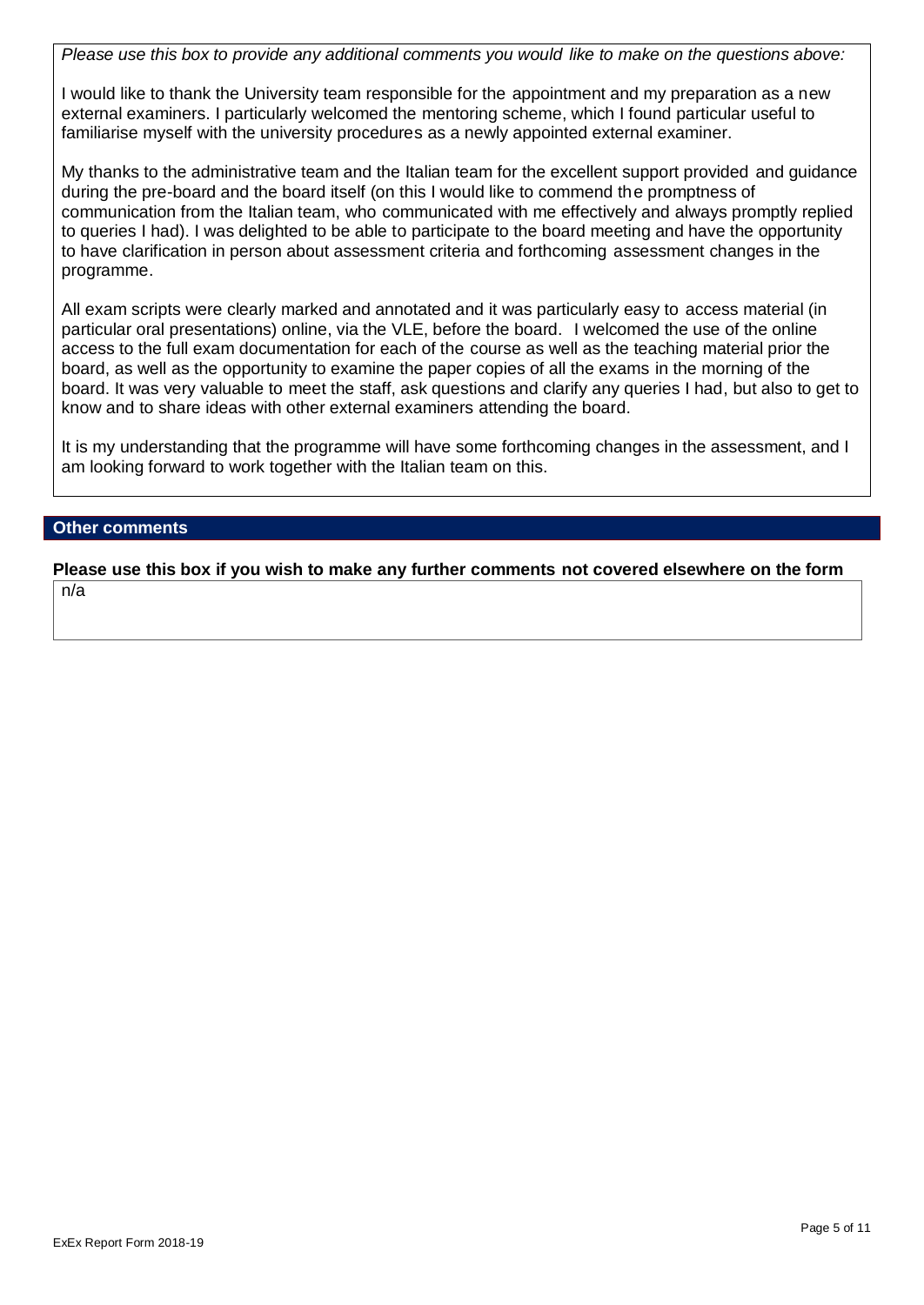*Please use this box to provide any additional comments you would like to make on the questions above:*

I would like to thank the University team responsible for the appointment and my preparation as a new external examiners. I particularly welcomed the mentoring scheme, which I found particular useful to familiarise myself with the university procedures as a newly appointed external examiner.

My thanks to the administrative team and the Italian team for the excellent support provided and guidance during the pre-board and the board itself (on this I would like to commend the promptness of communication from the Italian team, who communicated with me effectively and always promptly replied to queries I had). I was delighted to be able to participate to the board meeting and have the opportunity to have clarification in person about assessment criteria and forthcoming assessment changes in the programme.

All exam scripts were clearly marked and annotated and it was particularly easy to access material (in particular oral presentations) online, via the VLE, before the board. I welcomed the use of the online access to the full exam documentation for each of the course as well as the teaching material prior the board, as well as the opportunity to examine the paper copies of all the exams in the morning of the board. It was very valuable to meet the staff, ask questions and clarify any queries I had, but also to get to know and to share ideas with other external examiners attending the board.

It is my understanding that the programme will have some forthcoming changes in the assessment, and I am looking forward to work together with the Italian team on this.

## Other comments

**Please use this box if you wish to make any further comments not covered elsewhere on the form**

n/a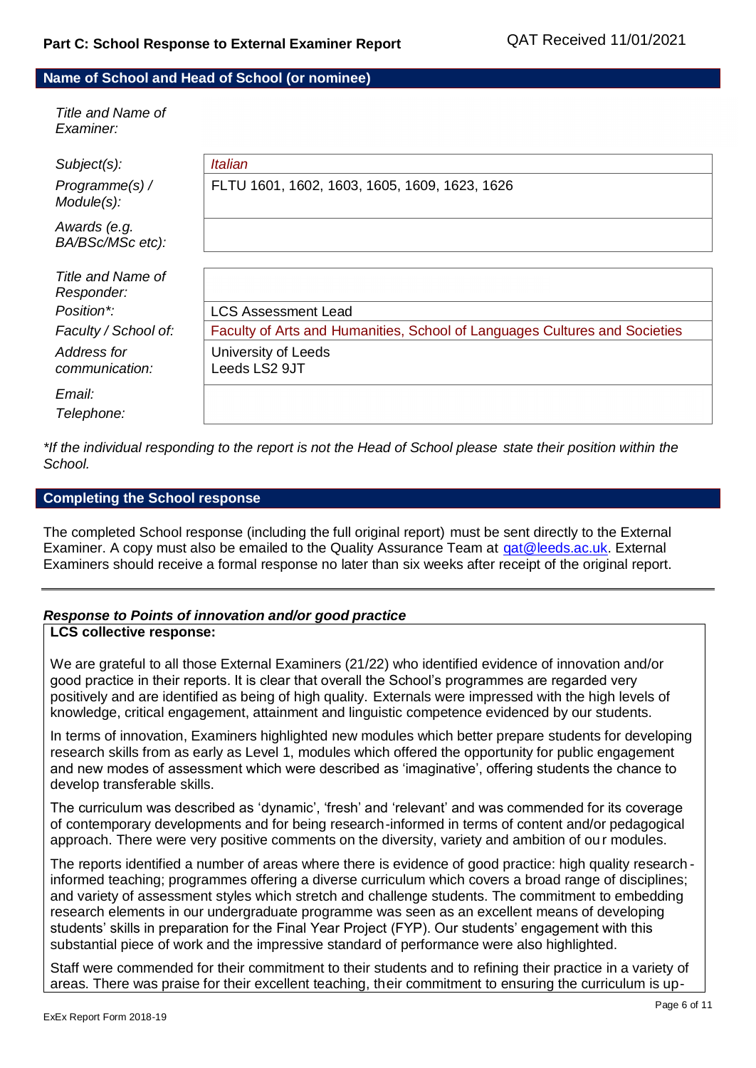## Part C: School Response to External Examiner Report

QAT Received 11/01/2021

### Name of School and Head of School (or nominee)

| | |
|---|---|
| *Title and Name of Examiner:* | |
| *Subject(s):* | *Italian* |
| *Programme(s) / Module(s):* | FLTU 1601, 1602, 1603, 1605, 1609, 1623, 1626 |
| *Awards (e.g. BA/BSc/MSc etc):* | |
| *Title and Name of Responder:* | |
| *Position\*:* | LCS Assessment Lead |
| *Faculty / School of:* | Faculty of Arts and Humanities, School of Languages Cultures and Societies |
| *Address for communication:* | University of Leeds<br>Leeds LS2 9JT |
| *Email:* | |
| *Telephone:* | |

*\*If the individual responding to the report is not the Head of School please state their position within the School.*

### Completing the School response

The completed School response (including the full original report) must be sent directly to the External Examiner. A copy must also be emailed to the Quality Assurance Team at qat@leeds.ac.uk. External Examiners should receive a formal response no later than six weeks after receipt of the original report.

---

***Response to Points of innovation and/or good practice***

**LCS collective response:**

We are grateful to all those External Examiners (21/22) who identified evidence of innovation and/or good practice in their reports. It is clear that overall the School's programmes are regarded very positively and are identified as being of high quality. Externals were impressed with the high levels of knowledge, critical engagement, attainment and linguistic competence evidenced by our students.

In terms of innovation, Examiners highlighted new modules which better prepare students for developing research skills from as early as Level 1, modules which offered the opportunity for public engagement and new modes of assessment which were described as 'imaginative', offering students the chance to develop transferable skills.

The curriculum was described as 'dynamic', 'fresh' and 'relevant' and was commended for its coverage of contemporary developments and for being research-informed in terms of content and/or pedagogical approach. There were very positive comments on the diversity, variety and ambition of our modules.

The reports identified a number of areas where there is evidence of good practice: high quality research-informed teaching; programmes offering a diverse curriculum which covers a broad range of disciplines; and variety of assessment styles which stretch and challenge students. The commitment to embedding research elements in our undergraduate programme was seen as an excellent means of developing students' skills in preparation for the Final Year Project (FYP). Our students' engagement with this substantial piece of work and the impressive standard of performance were also highlighted.

Staff were commended for their commitment to their students and to refining their practice in a variety of areas. There was praise for their excellent teaching, their commitment to ensuring the curriculum is up-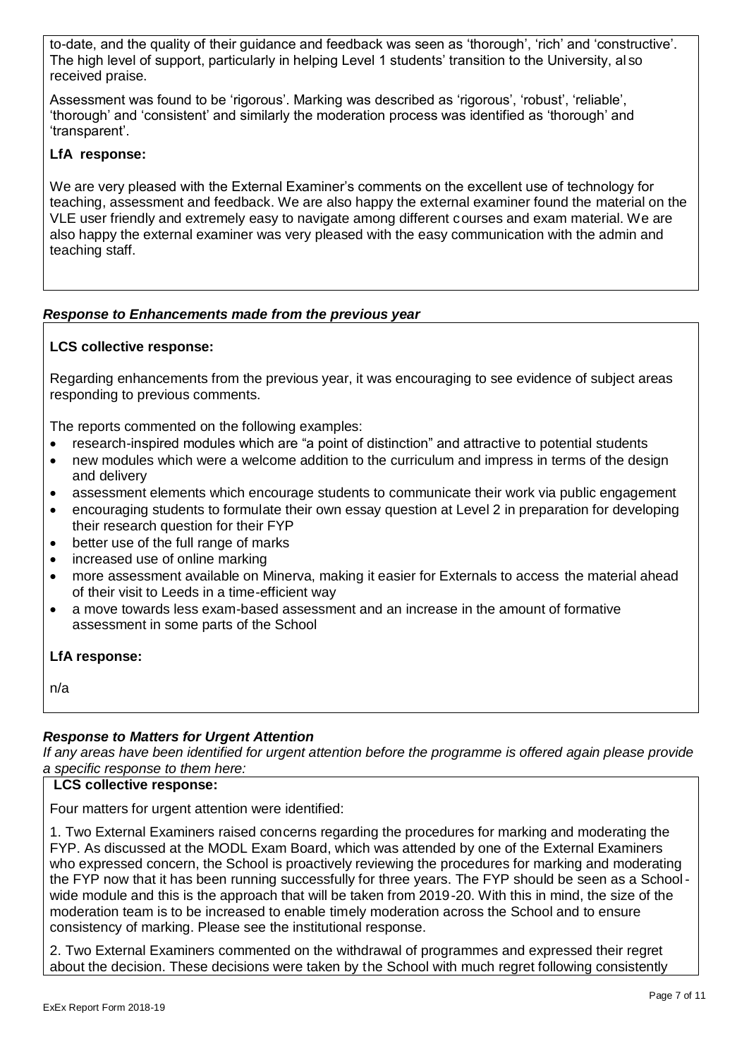to-date, and the quality of their guidance and feedback was seen as 'thorough', 'rich' and 'constructive'. The high level of support, particularly in helping Level 1 students' transition to the University, also received praise.

Assessment was found to be 'rigorous'. Marking was described as 'rigorous', 'robust', 'reliable', 'thorough' and 'consistent' and similarly the moderation process was identified as 'thorough' and 'transparent'.

**LfA response:**

We are very pleased with the External Examiner's comments on the excellent use of technology for teaching, assessment and feedback. We are also happy the external examiner found the material on the VLE user friendly and extremely easy to navigate among different courses and exam material. We are also happy the external examiner was very pleased with the easy communication with the admin and teaching staff.

***Response to Enhancements made from the previous year***

**LCS collective response:**

Regarding enhancements from the previous year, it was encouraging to see evidence of subject areas responding to previous comments.

The reports commented on the following examples:

- research-inspired modules which are "a point of distinction" and attractive to potential students
- new modules which were a welcome addition to the curriculum and impress in terms of the design and delivery
- assessment elements which encourage students to communicate their work via public engagement
- encouraging students to formulate their own essay question at Level 2 in preparation for developing their research question for their FYP
- better use of the full range of marks
- increased use of online marking
- more assessment available on Minerva, making it easier for Externals to access the material ahead of their visit to Leeds in a time-efficient way
- a move towards less exam-based assessment and an increase in the amount of formative assessment in some parts of the School

**LfA response:**

n/a

***Response to Matters for Urgent Attention***

*If any areas have been identified for urgent attention before the programme is offered again please provide a specific response to them here:*

**LCS collective response:**

Four matters for urgent attention were identified:

1. Two External Examiners raised concerns regarding the procedures for marking and moderating the FYP. As discussed at the MODL Exam Board, which was attended by one of the External Examiners who expressed concern, the School is proactively reviewing the procedures for marking and moderating the FYP now that it has been running successfully for three years. The FYP should be seen as a School-wide module and this is the approach that will be taken from 2019-20. With this in mind, the size of the moderation team is to be increased to enable timely moderation across the School and to ensure consistency of marking. Please see the institutional response.

2. Two External Examiners commented on the withdrawal of programmes and expressed their regret about the decision. These decisions were taken by the School with much regret following consistently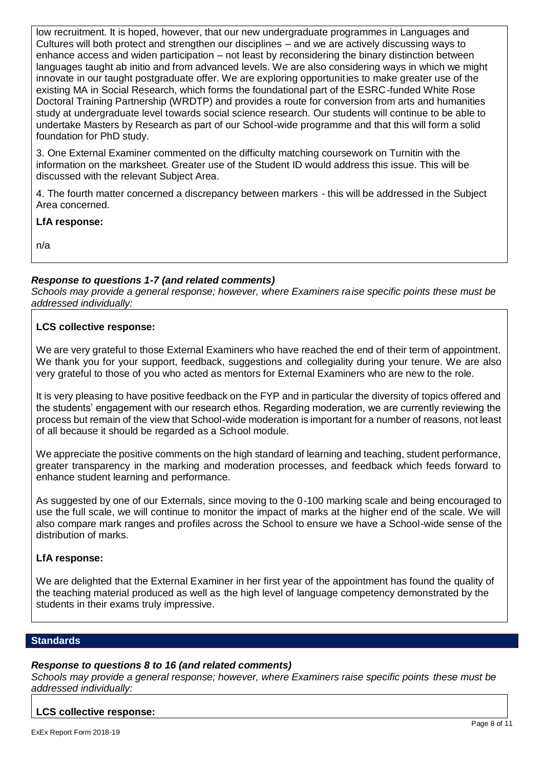low recruitment. It is hoped, however, that our new undergraduate programmes in Languages and Cultures will both protect and strengthen our disciplines – and we are actively discussing ways to enhance access and widen participation – not least by reconsidering the binary distinction between languages taught ab initio and from advanced levels. We are also considering ways in which we might innovate in our taught postgraduate offer. We are exploring opportunities to make greater use of the existing MA in Social Research, which forms the foundational part of the ESRC-funded White Rose Doctoral Training Partnership (WRDTP) and provides a route for conversion from arts and humanities study at undergraduate level towards social science research. Our students will continue to be able to undertake Masters by Research as part of our School-wide programme and that this will form a solid foundation for PhD study.

3. One External Examiner commented on the difficulty matching coursework on Turnitin with the information on the marksheet. Greater use of the Student ID would address this issue. This will be discussed with the relevant Subject Area.

4. The fourth matter concerned a discrepancy between markers - this will be addressed in the Subject Area concerned.

**LfA response:**

n/a

***Response to questions 1-7 (and related comments)***

*Schools may provide a general response; however, where Examiners raise specific points these must be addressed individually:*

**LCS collective response:**

We are very grateful to those External Examiners who have reached the end of their term of appointment. We thank you for your support, feedback, suggestions and collegiality during your tenure. We are also very grateful to those of you who acted as mentors for External Examiners who are new to the role.

It is very pleasing to have positive feedback on the FYP and in particular the diversity of topics offered and the students' engagement with our research ethos. Regarding moderation, we are currently reviewing the process but remain of the view that School-wide moderation is important for a number of reasons, not least of all because it should be regarded as a School module.

We appreciate the positive comments on the high standard of learning and teaching, student performance, greater transparency in the marking and moderation processes, and feedback which feeds forward to enhance student learning and performance.

As suggested by one of our Externals, since moving to the 0-100 marking scale and being encouraged to use the full scale, we will continue to monitor the impact of marks at the higher end of the scale. We will also compare mark ranges and profiles across the School to ensure we have a School-wide sense of the distribution of marks.

**LfA response:**

We are delighted that the External Examiner in her first year of the appointment has found the quality of the teaching material produced as well as the high level of language competency demonstrated by the students in their exams truly impressive.

## Standards

***Response to questions 8 to 16 (and related comments)***

*Schools may provide a general response; however, where Examiners raise specific points these must be addressed individually:*

**LCS collective response:**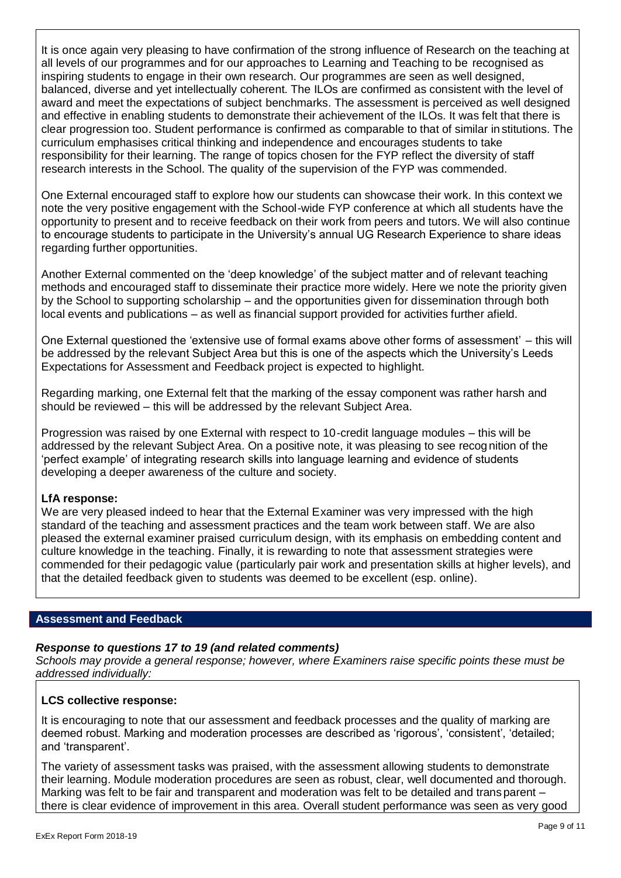It is once again very pleasing to have confirmation of the strong influence of Research on the teaching at all levels of our programmes and for our approaches to Learning and Teaching to be recognised as inspiring students to engage in their own research. Our programmes are seen as well designed, balanced, diverse and yet intellectually coherent. The ILOs are confirmed as consistent with the level of award and meet the expectations of subject benchmarks. The assessment is perceived as well designed and effective in enabling students to demonstrate their achievement of the ILOs. It was felt that there is clear progression too. Student performance is confirmed as comparable to that of similar institutions. The curriculum emphasises critical thinking and independence and encourages students to take responsibility for their learning. The range of topics chosen for the FYP reflect the diversity of staff research interests in the School. The quality of the supervision of the FYP was commended.

One External encouraged staff to explore how our students can showcase their work. In this context we note the very positive engagement with the School-wide FYP conference at which all students have the opportunity to present and to receive feedback on their work from peers and tutors. We will also continue to encourage students to participate in the University's annual UG Research Experience to share ideas regarding further opportunities.

Another External commented on the 'deep knowledge' of the subject matter and of relevant teaching methods and encouraged staff to disseminate their practice more widely. Here we note the priority given by the School to supporting scholarship – and the opportunities given for dissemination through both local events and publications – as well as financial support provided for activities further afield.

One External questioned the 'extensive use of formal exams above other forms of assessment' – this will be addressed by the relevant Subject Area but this is one of the aspects which the University's Leeds Expectations for Assessment and Feedback project is expected to highlight.

Regarding marking, one External felt that the marking of the essay component was rather harsh and should be reviewed – this will be addressed by the relevant Subject Area.

Progression was raised by one External with respect to 10-credit language modules – this will be addressed by the relevant Subject Area. On a positive note, it was pleasing to see recognition of the 'perfect example' of integrating research skills into language learning and evidence of students developing a deeper awareness of the culture and society.

**LfA response:**

We are very pleased indeed to hear that the External Examiner was very impressed with the high standard of the teaching and assessment practices and the team work between staff. We are also pleased the external examiner praised curriculum design, with its emphasis on embedding content and culture knowledge in the teaching. Finally, it is rewarding to note that assessment strategies were commended for their pedagogic value (particularly pair work and presentation skills at higher levels), and that the detailed feedback given to students was deemed to be excellent (esp. online).

## Assessment and Feedback

***Response to questions 17 to 19 (and related comments)***

*Schools may provide a general response; however, where Examiners raise specific points these must be addressed individually:*

**LCS collective response:**

It is encouraging to note that our assessment and feedback processes and the quality of marking are deemed robust. Marking and moderation processes are described as 'rigorous', 'consistent', 'detailed; and 'transparent'.

The variety of assessment tasks was praised, with the assessment allowing students to demonstrate their learning. Module moderation procedures are seen as robust, clear, well documented and thorough. Marking was felt to be fair and transparent and moderation was felt to be detailed and transparent – there is clear evidence of improvement in this area. Overall student performance was seen as very good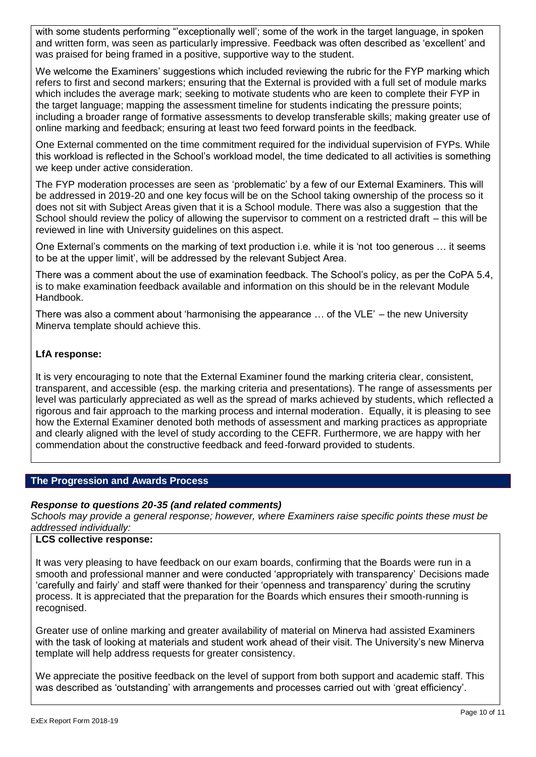with some students performing "'exceptionally well'; some of the work in the target language, in spoken and written form, was seen as particularly impressive. Feedback was often described as 'excellent' and was praised for being framed in a positive, supportive way to the student.

We welcome the Examiners' suggestions which included reviewing the rubric for the FYP marking which refers to first and second markers; ensuring that the External is provided with a full set of module marks which includes the average mark; seeking to motivate students who are keen to complete their FYP in the target language; mapping the assessment timeline for students indicating the pressure points; including a broader range of formative assessments to develop transferable skills; making greater use of online marking and feedback; ensuring at least two feed forward points in the feedback.

One External commented on the time commitment required for the individual supervision of FYPs. While this workload is reflected in the School's workload model, the time dedicated to all activities is something we keep under active consideration.

The FYP moderation processes are seen as 'problematic' by a few of our External Examiners. This will be addressed in 2019-20 and one key focus will be on the School taking ownership of the process so it does not sit with Subject Areas given that it is a School module. There was also a suggestion that the School should review the policy of allowing the supervisor to comment on a restricted draft – this will be reviewed in line with University guidelines on this aspect.

One External's comments on the marking of text production i.e. while it is 'not too generous … it seems to be at the upper limit', will be addressed by the relevant Subject Area.

There was a comment about the use of examination feedback. The School's policy, as per the CoPA 5.4, is to make examination feedback available and information on this should be in the relevant Module Handbook.

There was also a comment about 'harmonising the appearance … of the VLE' – the new University Minerva template should achieve this.

**LfA response:**

It is very encouraging to note that the External Examiner found the marking criteria clear, consistent, transparent, and accessible (esp. the marking criteria and presentations). The range of assessments per level was particularly appreciated as well as the spread of marks achieved by students, which reflected a rigorous and fair approach to the marking process and internal moderation. Equally, it is pleasing to see how the External Examiner denoted both methods of assessment and marking practices as appropriate and clearly aligned with the level of study according to the CEFR. Furthermore, we are happy with her commendation about the constructive feedback and feed-forward provided to students.

## The Progression and Awards Process

***Response to questions 20-35 (and related comments)***

*Schools may provide a general response; however, where Examiners raise specific points these must be addressed individually:*

**LCS collective response:**

It was very pleasing to have feedback on our exam boards, confirming that the Boards were run in a smooth and professional manner and were conducted 'appropriately with transparency' Decisions made 'carefully and fairly' and staff were thanked for their 'openness and transparency' during the scrutiny process. It is appreciated that the preparation for the Boards which ensures their smooth-running is recognised.

Greater use of online marking and greater availability of material on Minerva had assisted Examiners with the task of looking at materials and student work ahead of their visit. The University's new Minerva template will help address requests for greater consistency.

We appreciate the positive feedback on the level of support from both support and academic staff. This was described as 'outstanding' with arrangements and processes carried out with 'great efficiency'.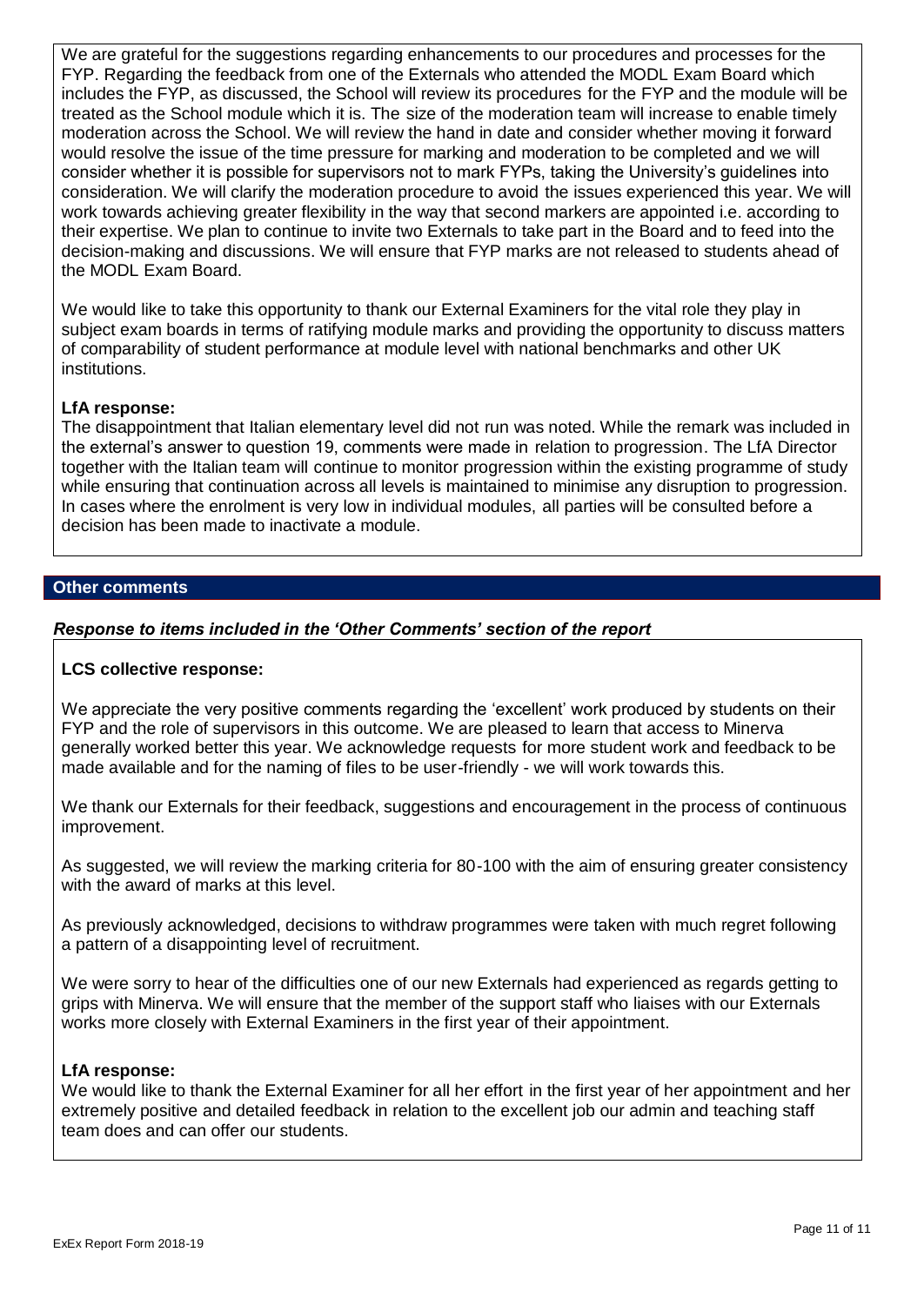We are grateful for the suggestions regarding enhancements to our procedures and processes for the FYP. Regarding the feedback from one of the Externals who attended the MODL Exam Board which includes the FYP, as discussed, the School will review its procedures for the FYP and the module will be treated as the School module which it is. The size of the moderation team will increase to enable timely moderation across the School. We will review the hand in date and consider whether moving it forward would resolve the issue of the time pressure for marking and moderation to be completed and we will consider whether it is possible for supervisors not to mark FYPs, taking the University's guidelines into consideration. We will clarify the moderation procedure to avoid the issues experienced this year. We will work towards achieving greater flexibility in the way that second markers are appointed i.e. according to their expertise. We plan to continue to invite two Externals to take part in the Board and to feed into the decision-making and discussions. We will ensure that FYP marks are not released to students ahead of the MODL Exam Board.

We would like to take this opportunity to thank our External Examiners for the vital role they play in subject exam boards in terms of ratifying module marks and providing the opportunity to discuss matters of comparability of student performance at module level with national benchmarks and other UK institutions.

**LfA response:**

The disappointment that Italian elementary level did not run was noted. While the remark was included in the external's answer to question 19, comments were made in relation to progression. The LfA Director together with the Italian team will continue to monitor progression within the existing programme of study while ensuring that continuation across all levels is maintained to minimise any disruption to progression. In cases where the enrolment is very low in individual modules, all parties will be consulted before a decision has been made to inactivate a module.

## Other comments

### *Response to items included in the 'Other Comments' section of the report*

**LCS collective response:**

We appreciate the very positive comments regarding the 'excellent' work produced by students on their FYP and the role of supervisors in this outcome. We are pleased to learn that access to Minerva generally worked better this year. We acknowledge requests for more student work and feedback to be made available and for the naming of files to be user-friendly - we will work towards this.

We thank our Externals for their feedback, suggestions and encouragement in the process of continuous improvement.

As suggested, we will review the marking criteria for 80-100 with the aim of ensuring greater consistency with the award of marks at this level.

As previously acknowledged, decisions to withdraw programmes were taken with much regret following a pattern of a disappointing level of recruitment.

We were sorry to hear of the difficulties one of our new Externals had experienced as regards getting to grips with Minerva. We will ensure that the member of the support staff who liaises with our Externals works more closely with External Examiners in the first year of their appointment.

**LfA response:**

We would like to thank the External Examiner for all her effort in the first year of her appointment and her extremely positive and detailed feedback in relation to the excellent job our admin and teaching staff team does and can offer our students.